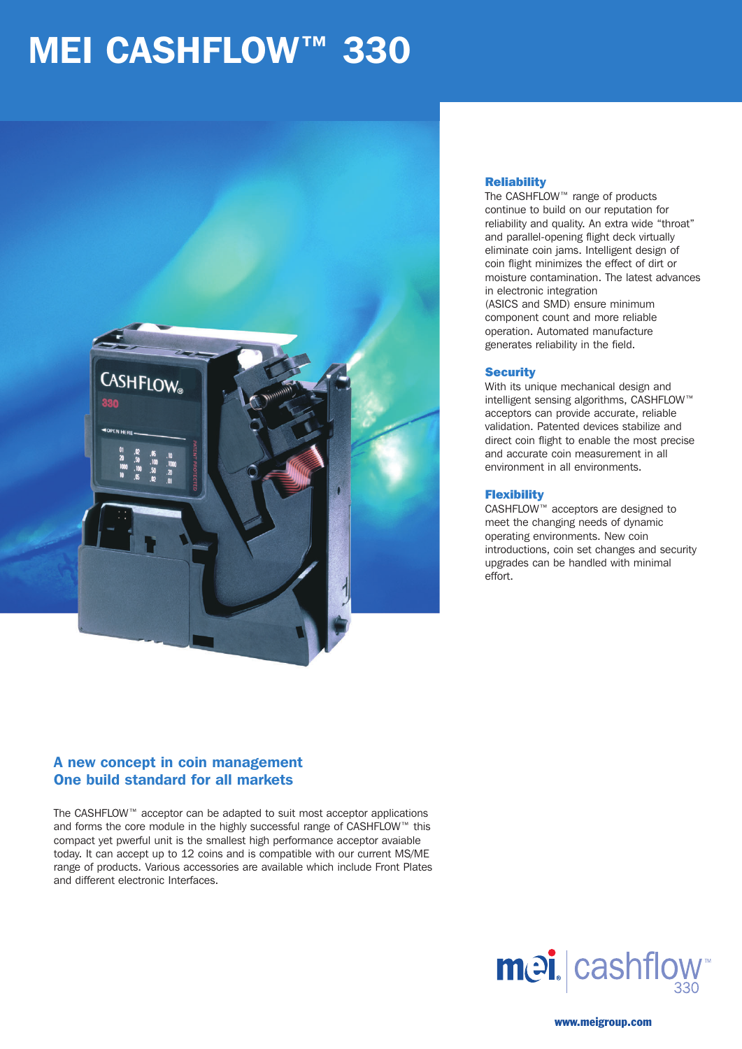# MEI CASHFLOW™ 330

### Reliability

The CASHFLOW™ range of products continue to build on our reputation for reliability and quality. An extra wide "throat" and parallel-opening flight deck virtually eliminate coin jams. Intelligent design of coin flight minimizes the effect of dirt or moisture contamination. The latest advances in electronic integration (ASICS and SMD) ensure minimum component count and more reliable operation. Automated manufacture generates reliability in the field.

### Security

With its unique mechanical design and intelligent sensing algorithms, CASHFLOW™ acceptors can provide accurate, reliable validation. Patented devices stabilize and direct coin flight to enable the most precise and accurate coin measurement in all environment in all environments.

### Flexibility

CASHFLOW™ acceptors are designed to meet the changing needs of dynamic operating environments. New coin introductions, coin set changes and security upgrades can be handled with minimal effort.

## A new concept in coin management
## One build standard for all markets

The CASHFLOW™ acceptor can be adapted to suit most acceptor applications and forms the core module in the highly successful range of CASHFLOW™ this compact yet pwerful unit is the smallest high performance acceptor avaiable today. It can accept up to 12 coins and is compatible with our current MS/ME range of products. Various accessories are available which include Front Plates and different electronic Interfaces.

mei cashflow™ 330

www.meigroup.com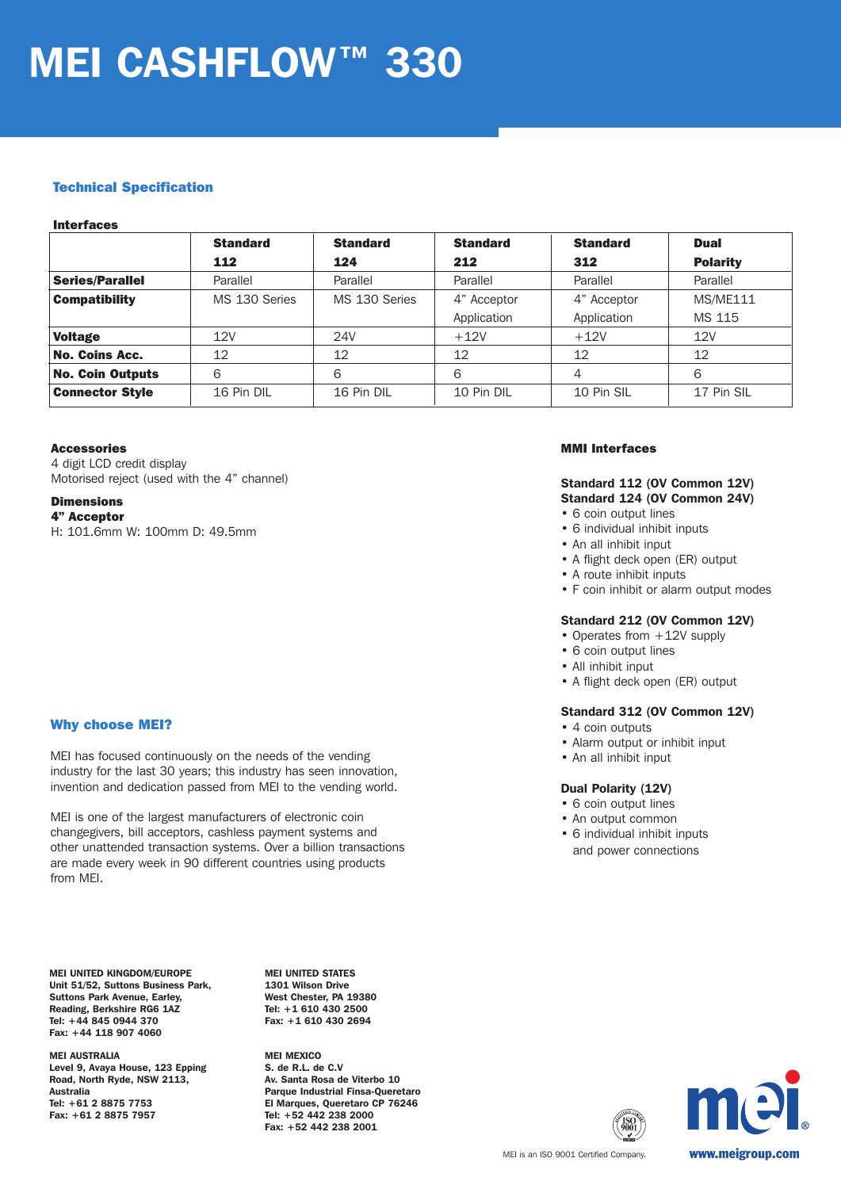# MEI CASHFLOW™ 330

## Technical Specification

### Interfaces

| | Standard 112 | Standard 124 | Standard 212 | Standard 312 | Dual Polarity |
|---|---|---|---|---|---|
| **Series/Parallel** | Parallel | Parallel | Parallel | Parallel | Parallel |
| **Compatibility** | MS 130 Series | MS 130 Series | 4" Acceptor Application | 4" Acceptor Application | MS/ME111 MS 115 |
| **Voltage** | 12V | 24V | +12V | +12V | 12V |
| **No. Coins Acc.** | 12 | 12 | 12 | 12 | 12 |
| **No. Coin Outputs** | 6 | 6 | 6 | 4 | 6 |
| **Connector Style** | 16 Pin DIL | 16 Pin DIL | 10 Pin DIL | 10 Pin SIL | 17 Pin SIL |

### Accessories

4 digit LCD credit display
Motorised reject (used with the 4" channel)

### Dimensions

**4" Acceptor**
H: 101.6mm W: 100mm D: 49.5mm

### MMI Interfaces

**Standard 112 (OV Common 12V)**
**Standard 124 (OV Common 24V)**

- 6 coin output lines
- 6 individual inhibit inputs
- An all inhibit input
- A flight deck open (ER) output
- A route inhibit inputs
- F coin inhibit or alarm output modes

**Standard 212 (OV Common 12V)**

- Operates from +12V supply
- 6 coin output lines
- All inhibit input
- A flight deck open (ER) output

**Standard 312 (OV Common 12V)**

- 4 coin outputs
- Alarm output or inhibit input
- An all inhibit input

**Dual Polarity (12V)**

- 6 coin output lines
- An output common
- 6 individual inhibit inputs and power connections

## Why choose MEI?

MEI has focused continuously on the needs of the vending industry for the last 30 years; this industry has seen innovation, invention and dedication passed from MEI to the vending world.

MEI is one of the largest manufacturers of electronic coin changegivers, bill acceptors, cashless payment systems and other unattended transaction systems. Over a billion transactions are made every week in 90 different countries using products from MEI.

**MEI UNITED KINGDOM/EUROPE**
Unit 51/52, Suttons Business Park,
Suttons Park Avenue, Earley,
Reading, Berkshire RG6 1AZ
Tel: +44 845 0944 370
Fax: +44 118 907 4060

**MEI AUSTRALIA**
Level 9, Avaya House, 123 Epping
Road, North Ryde, NSW 2113,
Australia
Tel: +61 2 8875 7753
Fax: +61 2 8875 7957

**MEI UNITED STATES**
1301 Wilson Drive
West Chester, PA 19380
Tel: +1 610 430 2500
Fax: +1 610 430 2694

**MEI MEXICO**
S. de R.L. de C.V
Av. Santa Rosa de Viterbo 10
Parque Industrial Finsa-Queretaro
El Marques, Queretaro CP 76246
Tel: +52 442 238 2000
Fax: +52 442 238 2001

MEI is an ISO 9001 Certified Company.

www.meigroup.com